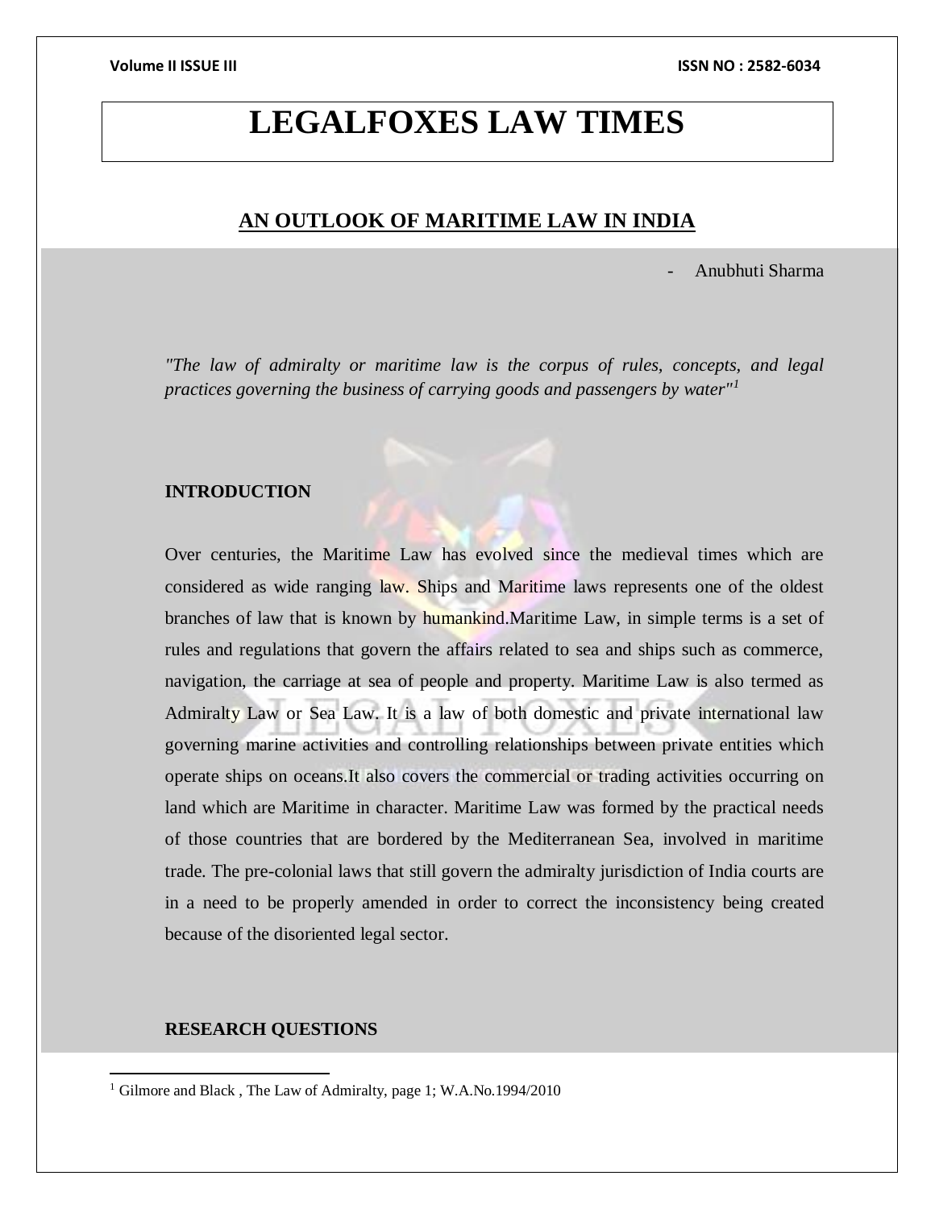# LEGALFOXES LAW TIMES

## AN OUTLOOK OF MARITIME LAW IN INDIA

- Anubhuti Sharma

*"The law of admiralty or maritime law is the corpus of rules, concepts, and legal practices governing the business of carrying goods and passengers by water"[1]*

### INTRODUCTION

Over centuries, the Maritime Law has evolved since the medieval times which are considered as wide ranging law. Ships and Maritime laws represents one of the oldest branches of law that is known by humankind.Maritime Law, in simple terms is a set of rules and regulations that govern the affairs related to sea and ships such as commerce, navigation, the carriage at sea of people and property. Maritime Law is also termed as Admiralty Law or Sea Law. It is a law of both domestic and private international law governing marine activities and controlling relationships between private entities which operate ships on oceans.It also covers the commercial or trading activities occurring on land which are Maritime in character. Maritime Law was formed by the practical needs of those countries that are bordered by the Mediterranean Sea, involved in maritime trade. The pre-colonial laws that still govern the admiralty jurisdiction of India courts are in a need to be properly amended in order to correct the inconsistency being created because of the disoriented legal sector.

### RESEARCH QUESTIONS

[1] Gilmore and Black , The Law of Admiralty, page 1; W.A.No.1994/2010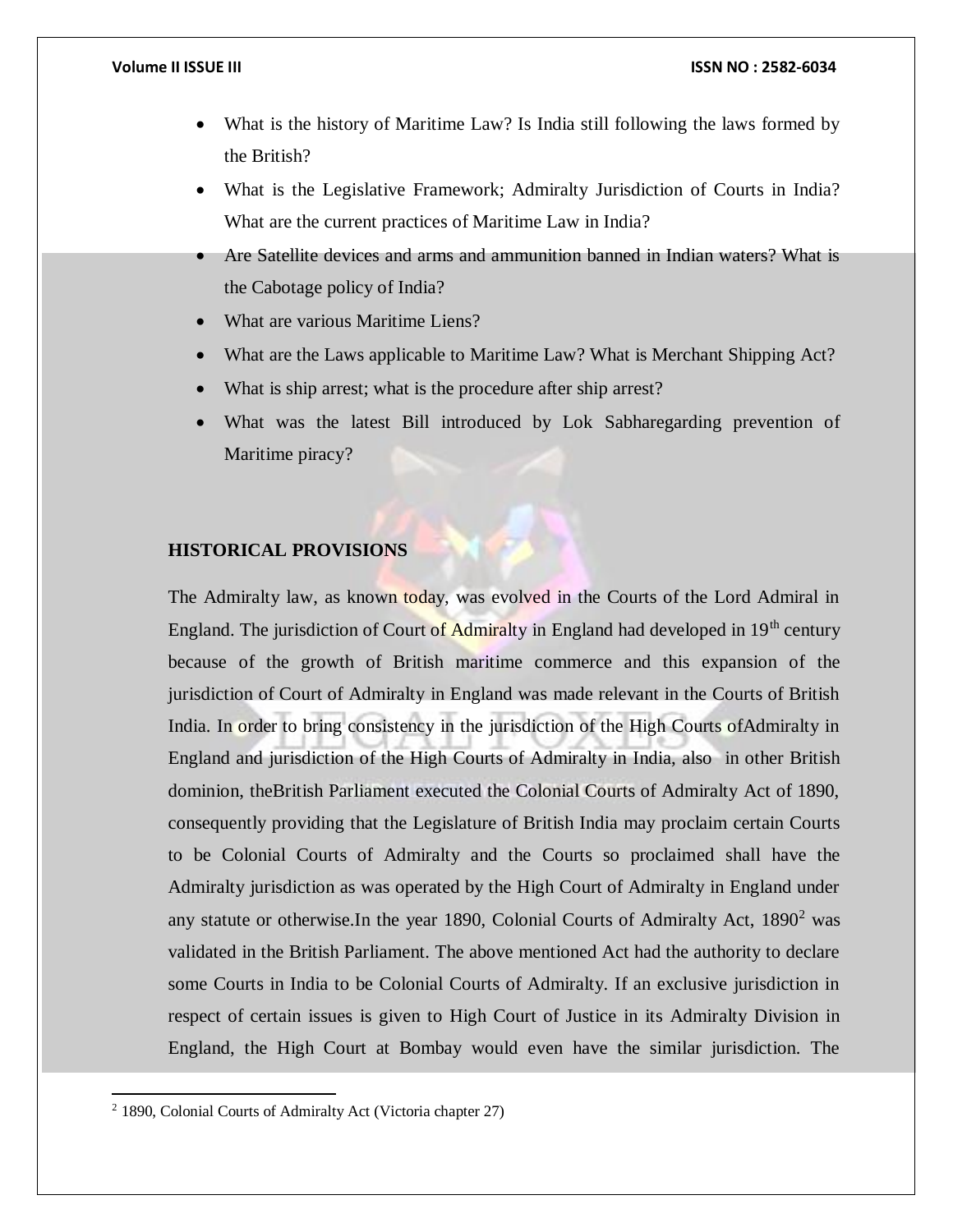- What is the history of Maritime Law? Is India still following the laws formed by the British?
- What is the Legislative Framework; Admiralty Jurisdiction of Courts in India? What are the current practices of Maritime Law in India?
- Are Satellite devices and arms and ammunition banned in Indian waters? What is the Cabotage policy of India?
- What are various Maritime Liens?
- What are the Laws applicable to Maritime Law? What is Merchant Shipping Act?
- What is ship arrest; what is the procedure after ship arrest?
- What was the latest Bill introduced by Lok Sabharegarding prevention of Maritime piracy?

**HISTORICAL PROVISIONS**

The Admiralty law, as known today, was evolved in the Courts of the Lord Admiral in England. The jurisdiction of Court of Admiralty in England had developed in 19th century because of the growth of British maritime commerce and this expansion of the jurisdiction of Court of Admiralty in England was made relevant in the Courts of British India. In order to bring consistency in the jurisdiction of the High Courts ofAdmiralty in England and jurisdiction of the High Courts of Admiralty in India, also in other British dominion, theBritish Parliament executed the Colonial Courts of Admiralty Act of 1890, consequently providing that the Legislature of British India may proclaim certain Courts to be Colonial Courts of Admiralty and the Courts so proclaimed shall have the Admiralty jurisdiction as was operated by the High Court of Admiralty in England under any statute or otherwise.In the year 1890, Colonial Courts of Admiralty Act, 1890[2] was validated in the British Parliament. The above mentioned Act had the authority to declare some Courts in India to be Colonial Courts of Admiralty. If an exclusive jurisdiction in respect of certain issues is given to High Court of Justice in its Admiralty Division in England, the High Court at Bombay would even have the similar jurisdiction. The

[2] 1890, Colonial Courts of Admiralty Act (Victoria chapter 27)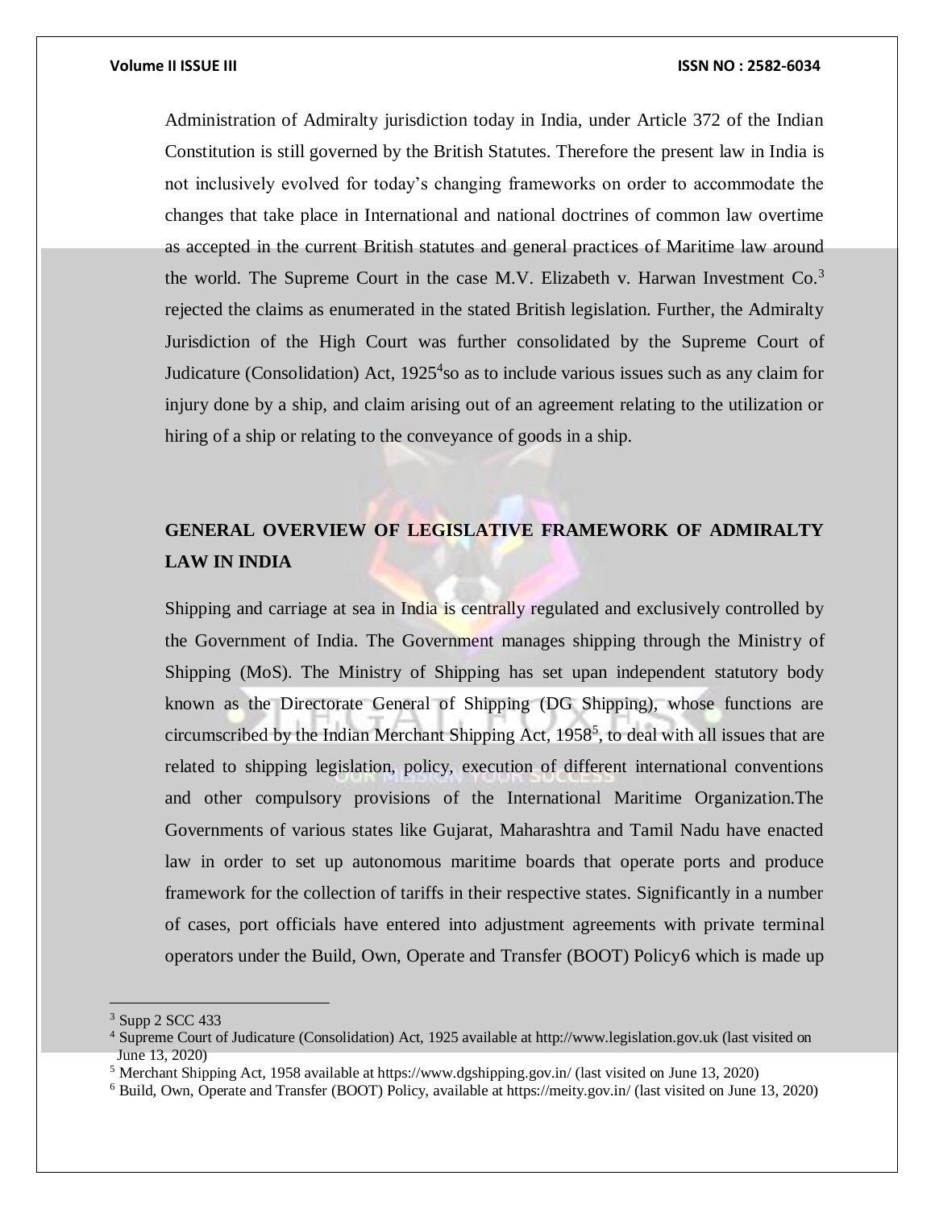Administration of Admiralty jurisdiction today in India, under Article 372 of the Indian Constitution is still governed by the British Statutes. Therefore the present law in India is not inclusively evolved for today's changing frameworks on order to accommodate the changes that take place in International and national doctrines of common law overtime as accepted in the current British statutes and general practices of Maritime law around the world. The Supreme Court in the case M.V. Elizabeth v. Harwan Investment Co.[3] rejected the claims as enumerated in the stated British legislation. Further, the Admiralty Jurisdiction of the High Court was further consolidated by the Supreme Court of Judicature (Consolidation) Act, 1925[4]so as to include various issues such as any claim for injury done by a ship, and claim arising out of an agreement relating to the utilization or hiring of a ship or relating to the conveyance of goods in a ship.

## GENERAL OVERVIEW OF LEGISLATIVE FRAMEWORK OF ADMIRALTY LAW IN INDIA

Shipping and carriage at sea in India is centrally regulated and exclusively controlled by the Government of India. The Government manages shipping through the Ministry of Shipping (MoS). The Ministry of Shipping has set upan independent statutory body known as the Directorate General of Shipping (DG Shipping), whose functions are circumscribed by the Indian Merchant Shipping Act, 1958[5], to deal with all issues that are related to shipping legislation, policy, execution of different international conventions and other compulsory provisions of the International Maritime Organization.The Governments of various states like Gujarat, Maharashtra and Tamil Nadu have enacted law in order to set up autonomous maritime boards that operate ports and produce framework for the collection of tariffs in their respective states. Significantly in a number of cases, port officials have entered into adjustment agreements with private terminal operators under the Build, Own, Operate and Transfer (BOOT) Policy6 which is made up

---

[3] Supp 2 SCC 433

[4] Supreme Court of Judicature (Consolidation) Act, 1925 available at http://www.legislation.gov.uk (last visited on June 13, 2020)

[5] Merchant Shipping Act, 1958 available at https://www.dgshipping.gov.in/ (last visited on June 13, 2020)

[6] Build, Own, Operate and Transfer (BOOT) Policy, available at https://meity.gov.in/ (last visited on June 13, 2020)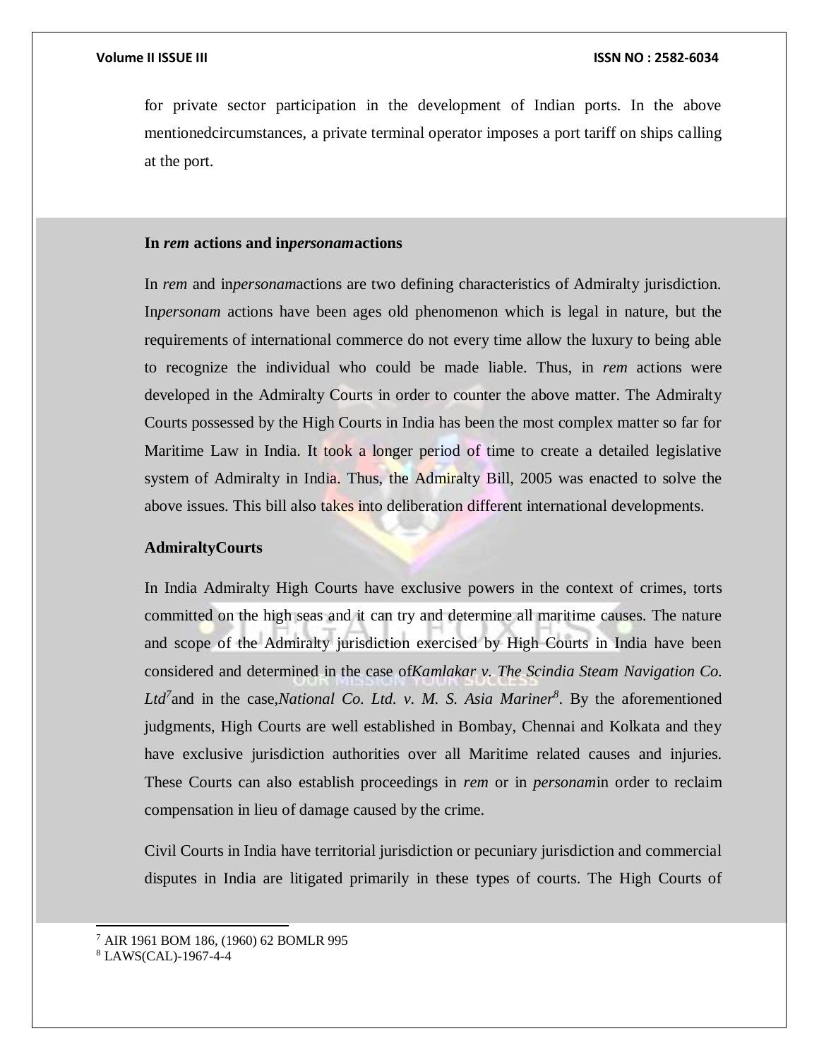for private sector participation in the development of Indian ports. In the above mentionedcircumstances, a private terminal operator imposes a port tariff on ships calling at the port.

### In *rem* actions and in*personam*actions

In *rem* and in*personam*actions are two defining characteristics of Admiralty jurisdiction. In*personam* actions have been ages old phenomenon which is legal in nature, but the requirements of international commerce do not every time allow the luxury to being able to recognize the individual who could be made liable. Thus, in *rem* actions were developed in the Admiralty Courts in order to counter the above matter. The Admiralty Courts possessed by the High Courts in India has been the most complex matter so far for Maritime Law in India. It took a longer period of time to create a detailed legislative system of Admiralty in India. Thus, the Admiralty Bill, 2005 was enacted to solve the above issues. This bill also takes into deliberation different international developments.

### AdmiraltyCourts

In India Admiralty High Courts have exclusive powers in the context of crimes, torts committed on the high seas and it can try and determine all maritime causes. The nature and scope of the Admiralty jurisdiction exercised by High Courts in India have been considered and determined in the case of*Kamlakar v. The Scindia Steam Navigation Co. Ltd*[7]and in the case,*National Co. Ltd. v. M. S. Asia Mariner*[8]. By the aforementioned judgments, High Courts are well established in Bombay, Chennai and Kolkata and they have exclusive jurisdiction authorities over all Maritime related causes and injuries. These Courts can also establish proceedings in *rem* or in *personam*in order to reclaim compensation in lieu of damage caused by the crime.

Civil Courts in India have territorial jurisdiction or pecuniary jurisdiction and commercial disputes in India are litigated primarily in these types of courts. The High Courts of

---

[7] AIR 1961 BOM 186, (1960) 62 BOMLR 995

[8] LAWS(CAL)-1967-4-4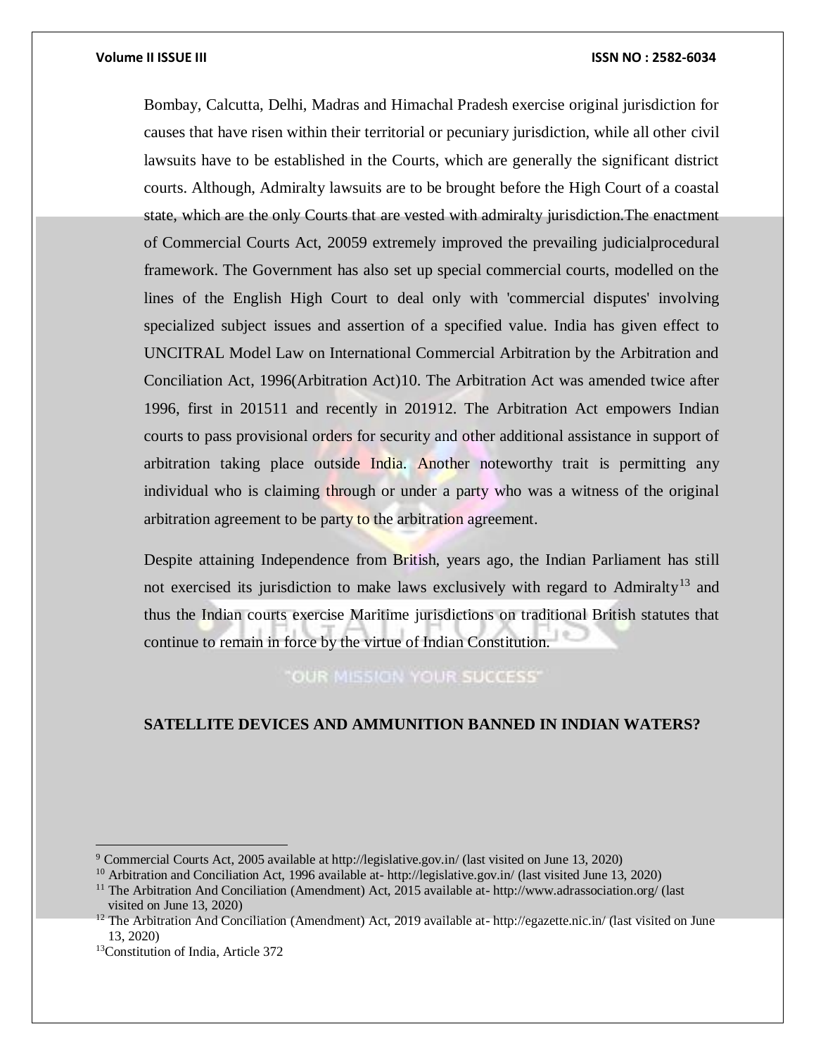Bombay, Calcutta, Delhi, Madras and Himachal Pradesh exercise original jurisdiction for causes that have risen within their territorial or pecuniary jurisdiction, while all other civil lawsuits have to be established in the Courts, which are generally the significant district courts. Although, Admiralty lawsuits are to be brought before the High Court of a coastal state, which are the only Courts that are vested with admiralty jurisdiction.The enactment of Commercial Courts Act, 2005[9] extremely improved the prevailing judicialprocedural framework. The Government has also set up special commercial courts, modelled on the lines of the English High Court to deal only with 'commercial disputes' involving specialized subject issues and assertion of a specified value. India has given effect to UNCITRAL Model Law on International Commercial Arbitration by the Arbitration and Conciliation Act, 1996(Arbitration Act)[10]. The Arbitration Act was amended twice after 1996, first in 2015[11] and recently in 2019[12]. The Arbitration Act empowers Indian courts to pass provisional orders for security and other additional assistance in support of arbitration taking place outside India. Another noteworthy trait is permitting any individual who is claiming through or under a party who was a witness of the original arbitration agreement to be party to the arbitration agreement.

Despite attaining Independence from British, years ago, the Indian Parliament has still not exercised its jurisdiction to make laws exclusively with regard to Admiralty[13] and thus the Indian courts exercise Maritime jurisdictions on traditional British statutes that continue to remain in force by the virtue of Indian Constitution.

**SATELLITE DEVICES AND AMMUNITION BANNED IN INDIAN WATERS?**

---

[9] Commercial Courts Act, 2005 available at http://legislative.gov.in/ (last visited on June 13, 2020)

[10] Arbitration and Conciliation Act, 1996 available at- http://legislative.gov.in/ (last visited June 13, 2020)

[11] The Arbitration And Conciliation (Amendment) Act, 2015 available at- http://www.adrassociation.org/ (last visited on June 13, 2020)

[12] The Arbitration And Conciliation (Amendment) Act, 2019 available at- http://egazette.nic.in/ (last visited on June 13, 2020)

[13] Constitution of India, Article 372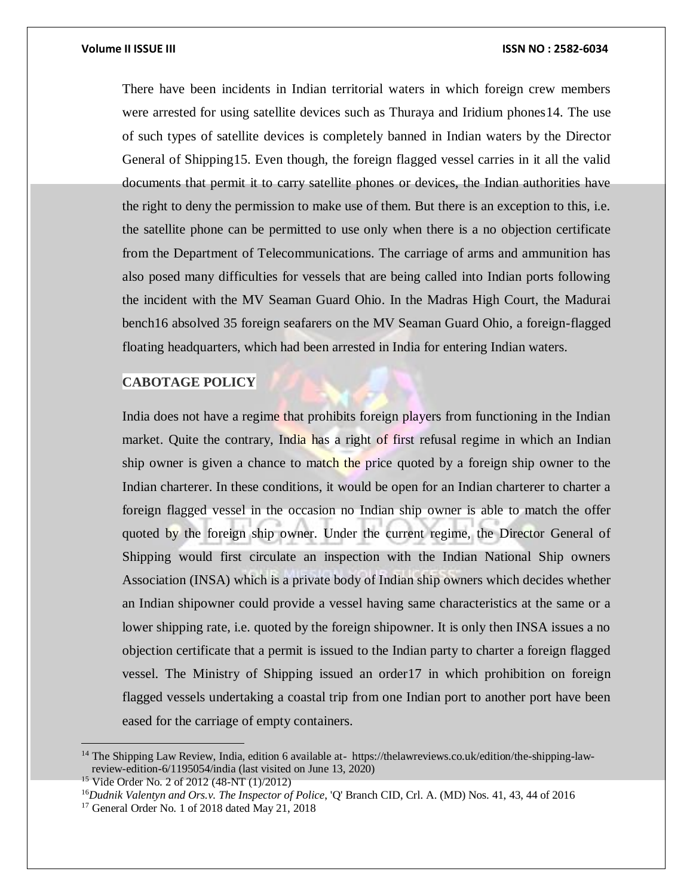There have been incidents in Indian territorial waters in which foreign crew members were arrested for using satellite devices such as Thuraya and Iridium phones[14]. The use of such types of satellite devices is completely banned in Indian waters by the Director General of Shipping[15]. Even though, the foreign flagged vessel carries in it all the valid documents that permit it to carry satellite phones or devices, the Indian authorities have the right to deny the permission to make use of them. But there is an exception to this, i.e. the satellite phone can be permitted to use only when there is a no objection certificate from the Department of Telecommunications. The carriage of arms and ammunition has also posed many difficulties for vessels that are being called into Indian ports following the incident with the MV Seaman Guard Ohio. In the Madras High Court, the Madurai bench[16] absolved 35 foreign seafarers on the MV Seaman Guard Ohio, a foreign-flagged floating headquarters, which had been arrested in India for entering Indian waters.

## CABOTAGE POLICY

India does not have a regime that prohibits foreign players from functioning in the Indian market. Quite the contrary, India has a right of first refusal regime in which an Indian ship owner is given a chance to match the price quoted by a foreign ship owner to the Indian charterer. In these conditions, it would be open for an Indian charterer to charter a foreign flagged vessel in the occasion no Indian ship owner is able to match the offer quoted by the foreign ship owner. Under the current regime, the Director General of Shipping would first circulate an inspection with the Indian National Ship owners Association (INSA) which is a private body of Indian ship owners which decides whether an Indian shipowner could provide a vessel having same characteristics at the same or a lower shipping rate, i.e. quoted by the foreign shipowner. It is only then INSA issues a no objection certificate that a permit is issued to the Indian party to charter a foreign flagged vessel. The Ministry of Shipping issued an order[17] in which prohibition on foreign flagged vessels undertaking a coastal trip from one Indian port to another port have been eased for the carriage of empty containers.

---

[14] The Shipping Law Review, India, edition 6 available at- https://thelawreviews.co.uk/edition/the-shipping-law-review-edition-6/1195054/india (last visited on June 13, 2020)

[15] Vide Order No. 2 of 2012 (48-NT (1)/2012)

[16] *Dudnik Valentyn and Ors.v. The Inspector of Police*, 'Q' Branch CID, Crl. A. (MD) Nos. 41, 43, 44 of 2016

[17] General Order No. 1 of 2018 dated May 21, 2018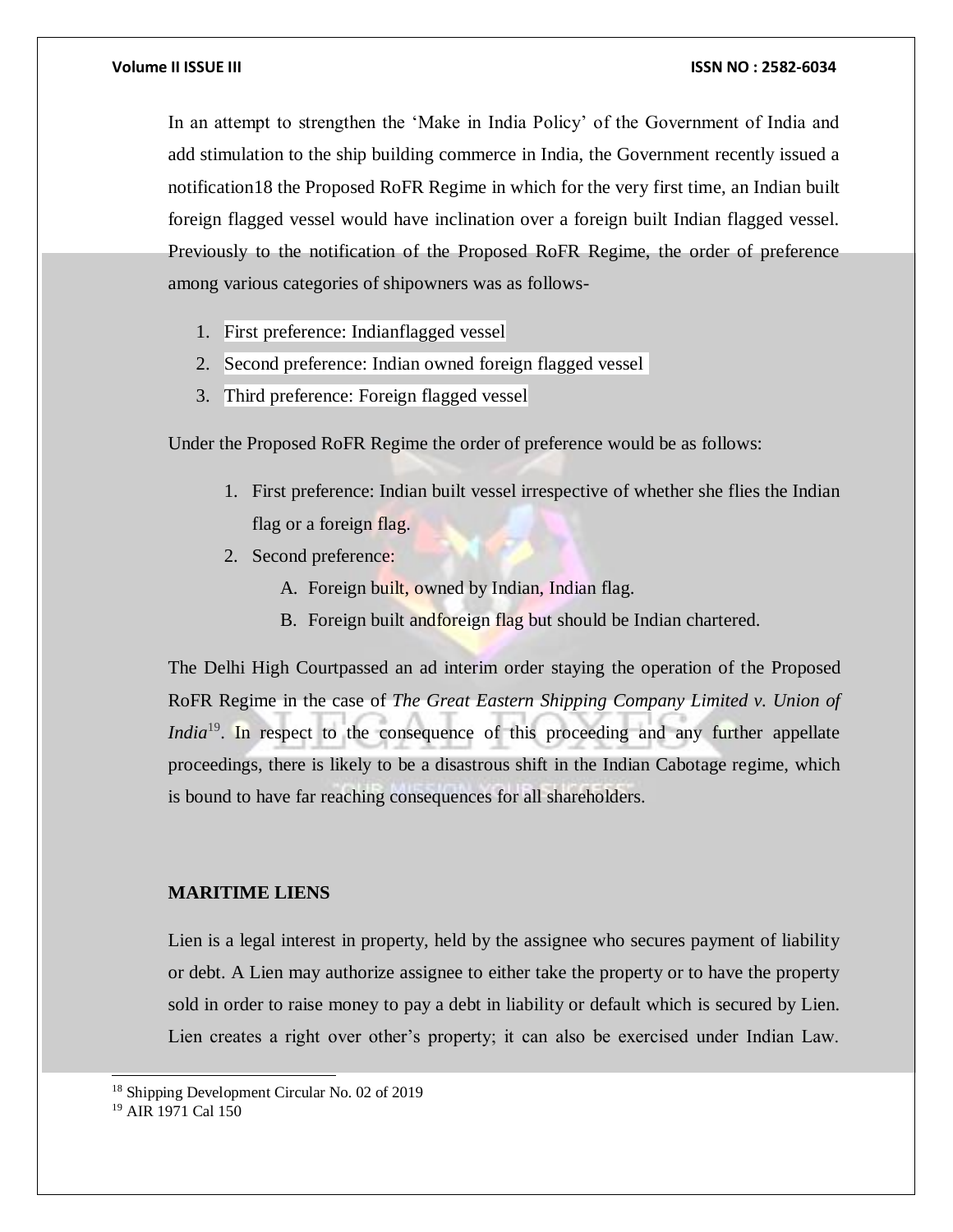In an attempt to strengthen the 'Make in India Policy' of the Government of India and add stimulation to the ship building commerce in India, the Government recently issued a notification18 the Proposed RoFR Regime in which for the very first time, an Indian built foreign flagged vessel would have inclination over a foreign built Indian flagged vessel. Previously to the notification of the Proposed RoFR Regime, the order of preference among various categories of shipowners was as follows-

1. First preference: Indianflagged vessel
2. Second preference: Indian owned foreign flagged vessel
3. Third preference: Foreign flagged vessel

Under the Proposed RoFR Regime the order of preference would be as follows:

1. First preference: Indian built vessel irrespective of whether she flies the Indian flag or a foreign flag.
2. Second preference:
    A. Foreign built, owned by Indian, Indian flag.
    B. Foreign built andforeign flag but should be Indian chartered.

The Delhi High Courtpassed an ad interim order staying the operation of the Proposed RoFR Regime in the case of *The Great Eastern Shipping Company Limited v. Union of India*[19]. In respect to the consequence of this proceeding and any further appellate proceedings, there is likely to be a disastrous shift in the Indian Cabotage regime, which is bound to have far reaching consequences for all shareholders.

**MARITIME LIENS**

Lien is a legal interest in property, held by the assignee who secures payment of liability or debt. A Lien may authorize assignee to either take the property or to have the property sold in order to raise money to pay a debt in liability or default which is secured by Lien. Lien creates a right over other's property; it can also be exercised under Indian Law.

---

[18] Shipping Development Circular No. 02 of 2019

[19] AIR 1971 Cal 150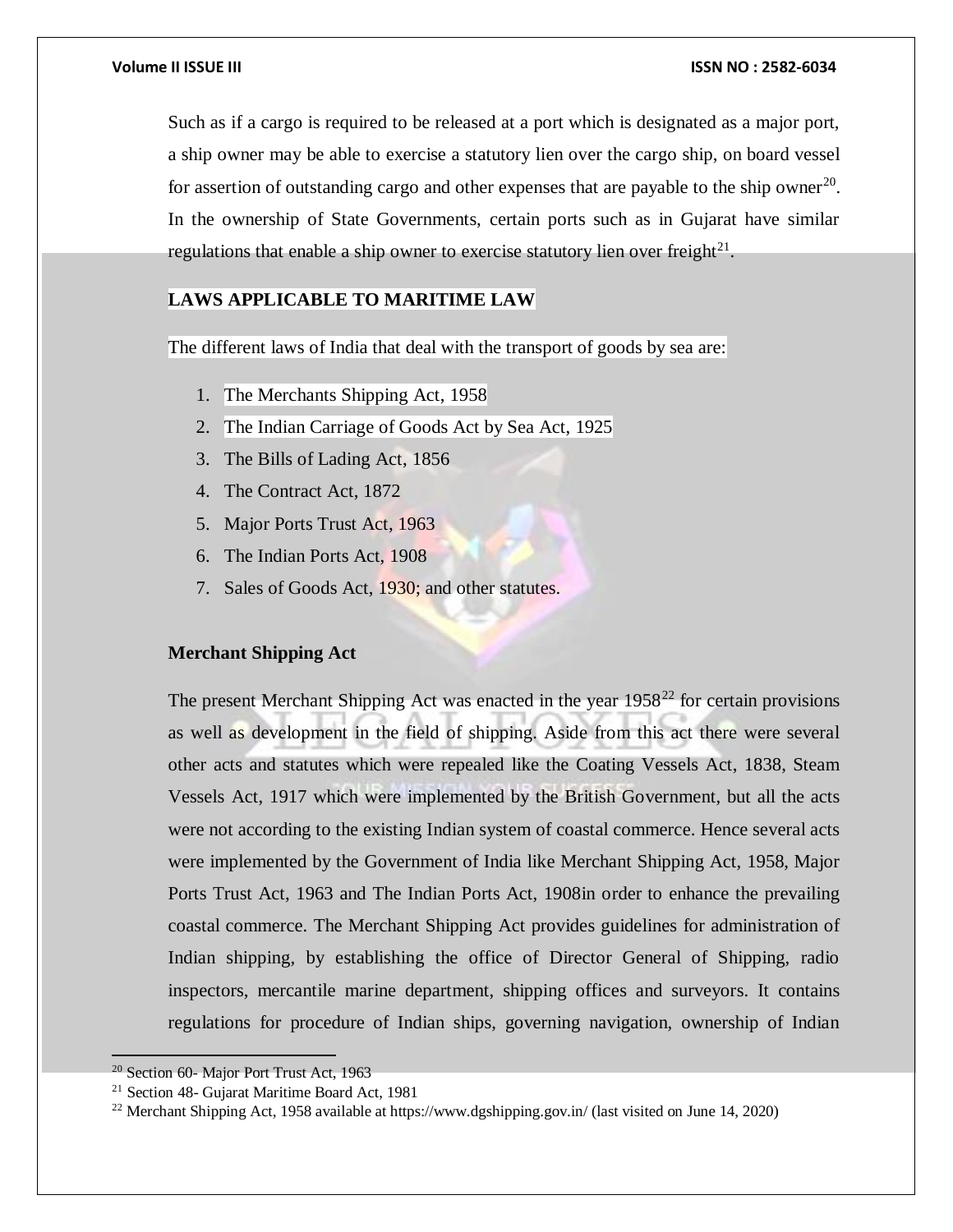Such as if a cargo is required to be released at a port which is designated as a major port, a ship owner may be able to exercise a statutory lien over the cargo ship, on board vessel for assertion of outstanding cargo and other expenses that are payable to the ship owner[20]. In the ownership of State Governments, certain ports such as in Gujarat have similar regulations that enable a ship owner to exercise statutory lien over freight[21].

**LAWS APPLICABLE TO MARITIME LAW**

The different laws of India that deal with the transport of goods by sea are:

1. The Merchants Shipping Act, 1958
2. The Indian Carriage of Goods Act by Sea Act, 1925
3. The Bills of Lading Act, 1856
4. The Contract Act, 1872
5. Major Ports Trust Act, 1963
6. The Indian Ports Act, 1908
7. Sales of Goods Act, 1930; and other statutes.

**Merchant Shipping Act**

The present Merchant Shipping Act was enacted in the year 1958[22] for certain provisions as well as development in the field of shipping. Aside from this act there were several other acts and statutes which were repealed like the Coating Vessels Act, 1838, Steam Vessels Act, 1917 which were implemented by the British Government, but all the acts were not according to the existing Indian system of coastal commerce. Hence several acts were implemented by the Government of India like Merchant Shipping Act, 1958, Major Ports Trust Act, 1963 and The Indian Ports Act, 1908in order to enhance the prevailing coastal commerce. The Merchant Shipping Act provides guidelines for administration of Indian shipping, by establishing the office of Director General of Shipping, radio inspectors, mercantile marine department, shipping offices and surveyors. It contains regulations for procedure of Indian ships, governing navigation, ownership of Indian

---

[20] Section 60- Major Port Trust Act, 1963

[21] Section 48- Gujarat Maritime Board Act, 1981

[22] Merchant Shipping Act, 1958 available at https://www.dgshipping.gov.in/ (last visited on June 14, 2020)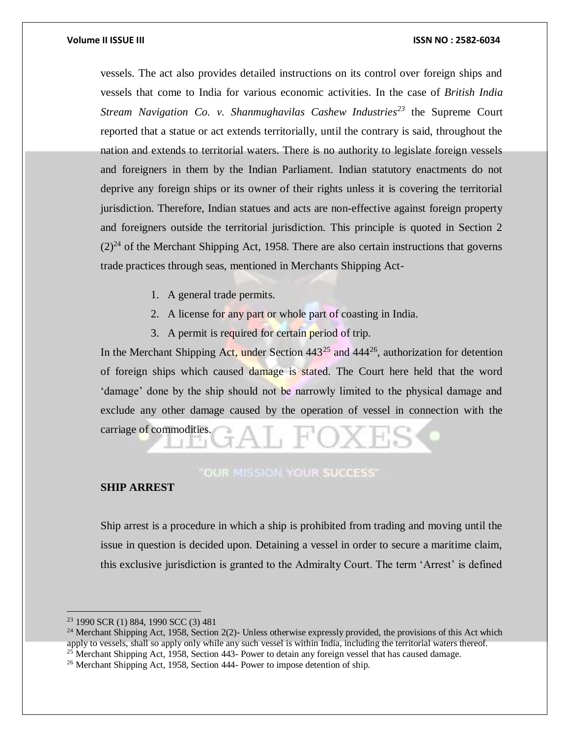vessels. The act also provides detailed instructions on its control over foreign ships and vessels that come to India for various economic activities. In the case of *British India Stream Navigation Co. v. Shanmughavilas Cashew Industries*[23] the Supreme Court reported that a statue or act extends territorially, until the contrary is said, throughout the nation and extends to territorial waters. There is no authority to legislate foreign vessels and foreigners in them by the Indian Parliament. Indian statutory enactments do not deprive any foreign ships or its owner of their rights unless it is covering the territorial jurisdiction. Therefore, Indian statues and acts are non-effective against foreign property and foreigners outside the territorial jurisdiction. This principle is quoted in Section 2 (2)[24] of the Merchant Shipping Act, 1958. There are also certain instructions that governs trade practices through seas, mentioned in Merchants Shipping Act-

1. A general trade permits.
2. A license for any part or whole part of coasting in India.
3. A permit is required for certain period of trip.

In the Merchant Shipping Act, under Section 443[25] and 444[26], authorization for detention of foreign ships which caused damage is stated. The Court here held that the word 'damage' done by the ship should not be narrowly limited to the physical damage and exclude any other damage caused by the operation of vessel in connection with the carriage of commodities.

## SHIP ARREST

Ship arrest is a procedure in which a ship is prohibited from trading and moving until the issue in question is decided upon. Detaining a vessel in order to secure a maritime claim, this exclusive jurisdiction is granted to the Admiralty Court. The term 'Arrest' is defined

---

[23] 1990 SCR (1) 884, 1990 SCC (3) 481

[24] Merchant Shipping Act, 1958, Section 2(2)- Unless otherwise expressly provided, the provisions of this Act which apply to vessels, shall so apply only while any such vessel is within India, including the territorial waters thereof.

[25] Merchant Shipping Act, 1958, Section 443- Power to detain any foreign vessel that has caused damage.

[26] Merchant Shipping Act, 1958, Section 444- Power to impose detention of ship.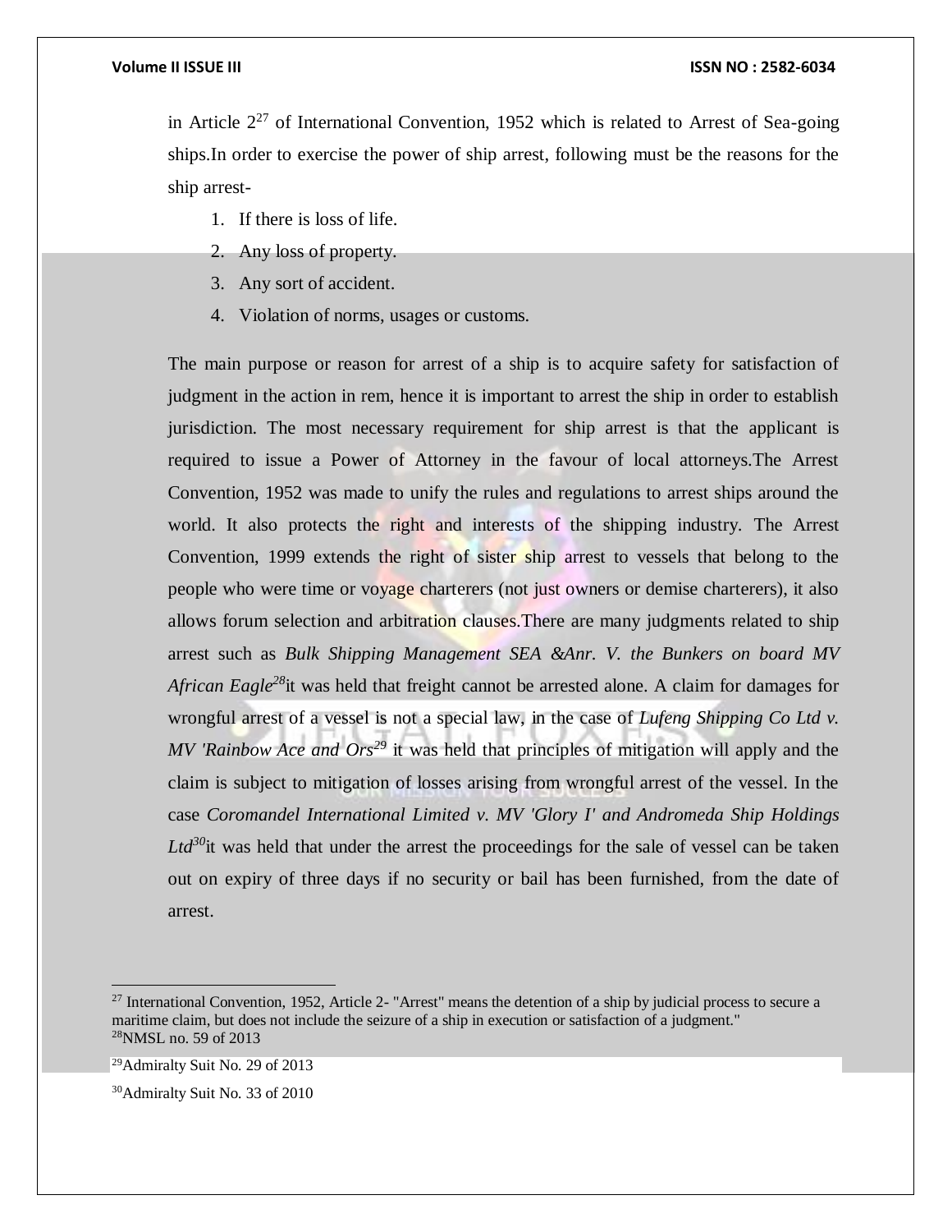in Article 2[27] of International Convention, 1952 which is related to Arrest of Sea-going ships.In order to exercise the power of ship arrest, following must be the reasons for the ship arrest-

1. If there is loss of life.
2. Any loss of property.
3. Any sort of accident.
4. Violation of norms, usages or customs.

The main purpose or reason for arrest of a ship is to acquire safety for satisfaction of judgment in the action in rem, hence it is important to arrest the ship in order to establish jurisdiction. The most necessary requirement for ship arrest is that the applicant is required to issue a Power of Attorney in the favour of local attorneys.The Arrest Convention, 1952 was made to unify the rules and regulations to arrest ships around the world. It also protects the right and interests of the shipping industry. The Arrest Convention, 1999 extends the right of sister ship arrest to vessels that belong to the people who were time or voyage charterers (not just owners or demise charterers), it also allows forum selection and arbitration clauses.There are many judgments related to ship arrest such as *Bulk Shipping Management SEA &Anr. V. the Bunkers on board MV African Eagle*[28]it was held that freight cannot be arrested alone. A claim for damages for wrongful arrest of a vessel is not a special law, in the case of *Lufeng Shipping Co Ltd v. MV 'Rainbow Ace and Ors*[29] it was held that principles of mitigation will apply and the claim is subject to mitigation of losses arising from wrongful arrest of the vessel. In the case *Coromandel International Limited v. MV 'Glory I' and Andromeda Ship Holdings Ltd*[30]it was held that under the arrest the proceedings for the sale of vessel can be taken out on expiry of three days if no security or bail has been furnished, from the date of arrest.

---

[27] International Convention, 1952, Article 2- "Arrest" means the detention of a ship by judicial process to secure a maritime claim, but does not include the seizure of a ship in execution or satisfaction of a judgment."

[28]NMSL no. 59 of 2013

[29]Admiralty Suit No. 29 of 2013

[30]Admiralty Suit No. 33 of 2010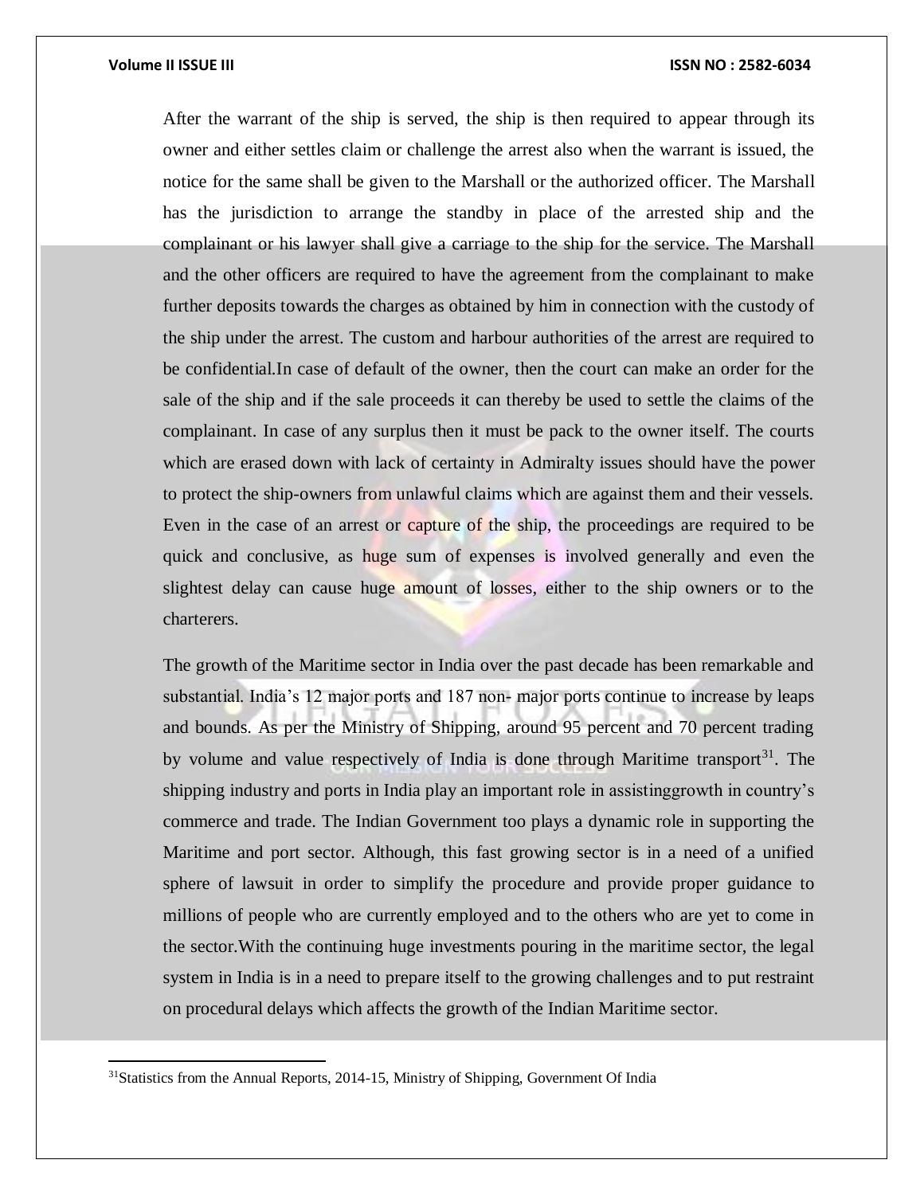After the warrant of the ship is served, the ship is then required to appear through its owner and either settles claim or challenge the arrest also when the warrant is issued, the notice for the same shall be given to the Marshall or the authorized officer. The Marshall has the jurisdiction to arrange the standby in place of the arrested ship and the complainant or his lawyer shall give a carriage to the ship for the service. The Marshall and the other officers are required to have the agreement from the complainant to make further deposits towards the charges as obtained by him in connection with the custody of the ship under the arrest. The custom and harbour authorities of the arrest are required to be confidential.In case of default of the owner, then the court can make an order for the sale of the ship and if the sale proceeds it can thereby be used to settle the claims of the complainant. In case of any surplus then it must be pack to the owner itself. The courts which are erased down with lack of certainty in Admiralty issues should have the power to protect the ship-owners from unlawful claims which are against them and their vessels. Even in the case of an arrest or capture of the ship, the proceedings are required to be quick and conclusive, as huge sum of expenses is involved generally and even the slightest delay can cause huge amount of losses, either to the ship owners or to the charterers.

The growth of the Maritime sector in India over the past decade has been remarkable and substantial. India's 12 major ports and 187 non- major ports continue to increase by leaps and bounds. As per the Ministry of Shipping, around 95 percent and 70 percent trading by volume and value respectively of India is done through Maritime transport[31]. The shipping industry and ports in India play an important role in assistinggrowth in country's commerce and trade. The Indian Government too plays a dynamic role in supporting the Maritime and port sector. Although, this fast growing sector is in a need of a unified sphere of lawsuit in order to simplify the procedure and provide proper guidance to millions of people who are currently employed and to the others who are yet to come in the sector.With the continuing huge investments pouring in the maritime sector, the legal system in India is in a need to prepare itself to the growing challenges and to put restraint on procedural delays which affects the growth of the Indian Maritime sector.

[31]Statistics from the Annual Reports, 2014-15, Ministry of Shipping, Government Of India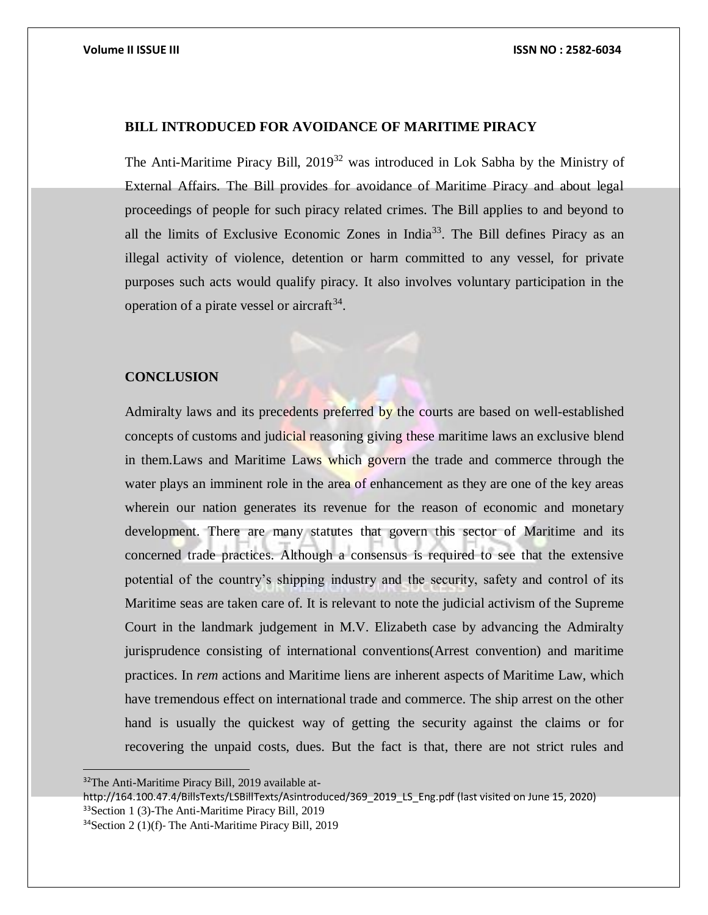## BILL INTRODUCED FOR AVOIDANCE OF MARITIME PIRACY

The Anti-Maritime Piracy Bill, 2019[32] was introduced in Lok Sabha by the Ministry of External Affairs. The Bill provides for avoidance of Maritime Piracy and about legal proceedings of people for such piracy related crimes. The Bill applies to and beyond to all the limits of Exclusive Economic Zones in India[33]. The Bill defines Piracy as an illegal activity of violence, detention or harm committed to any vessel, for private purposes such acts would qualify piracy. It also involves voluntary participation in the operation of a pirate vessel or aircraft[34].

## CONCLUSION

Admiralty laws and its precedents preferred by the courts are based on well-established concepts of customs and judicial reasoning giving these maritime laws an exclusive blend in them.Laws and Maritime Laws which govern the trade and commerce through the water plays an imminent role in the area of enhancement as they are one of the key areas wherein our nation generates its revenue for the reason of economic and monetary development. There are many statutes that govern this sector of Maritime and its concerned trade practices. Although a consensus is required to see that the extensive potential of the country's shipping industry and the security, safety and control of its Maritime seas are taken care of. It is relevant to note the judicial activism of the Supreme Court in the landmark judgement in M.V. Elizabeth case by advancing the Admiralty jurisprudence consisting of international conventions(Arrest convention) and maritime practices. In *rem* actions and Maritime liens are inherent aspects of Maritime Law, which have tremendous effect on international trade and commerce. The ship arrest on the other hand is usually the quickest way of getting the security against the claims or for recovering the unpaid costs, dues. But the fact is that, there are not strict rules and

---

[32] The Anti-Maritime Piracy Bill, 2019 available at- http://164.100.47.4/BillsTexts/LSBillTexts/Asintroduced/369_2019_LS_Eng.pdf (last visited on June 15, 2020)

[33] Section 1 (3)-The Anti-Maritime Piracy Bill, 2019

[34] Section 2 (1)(f)- The Anti-Maritime Piracy Bill, 2019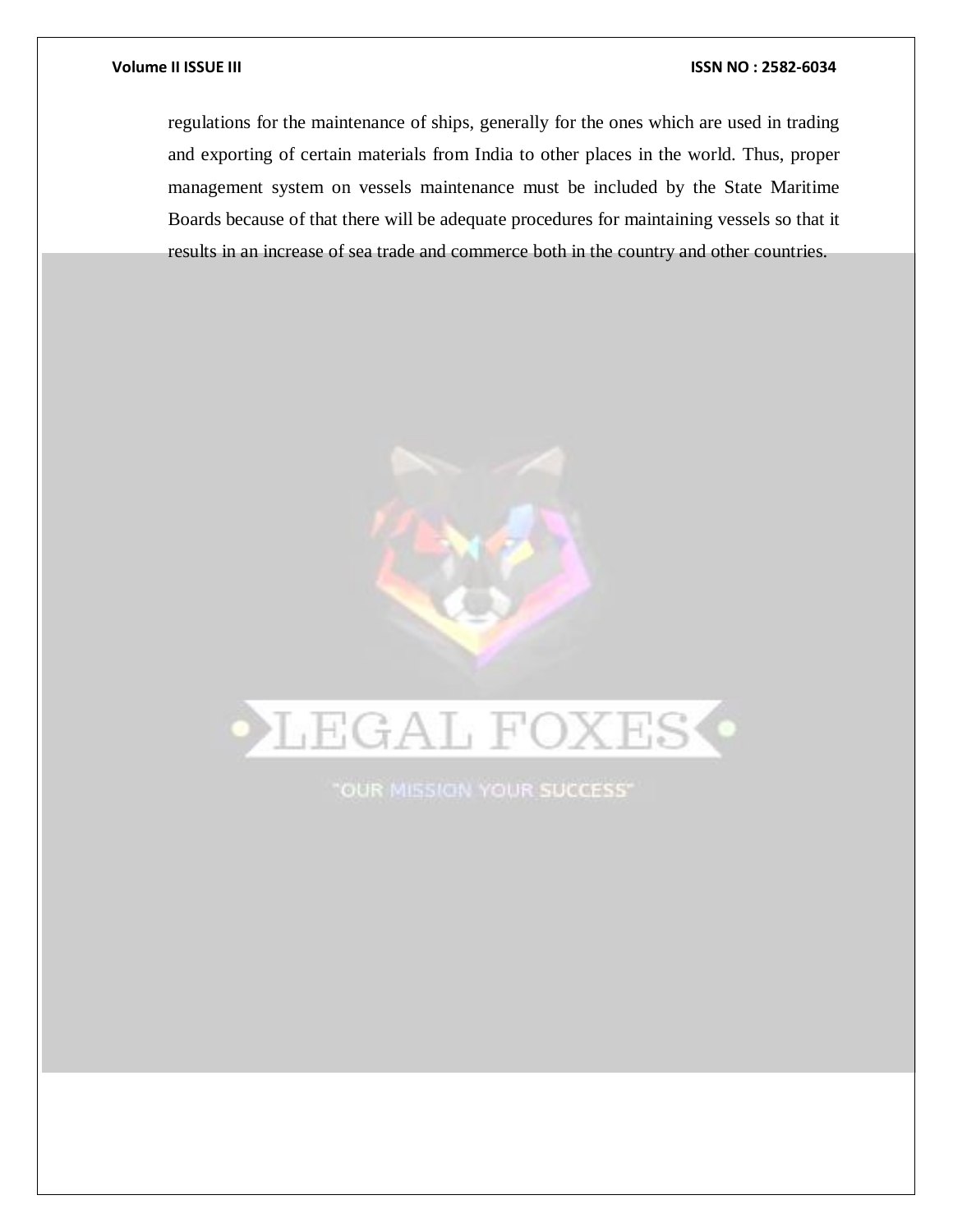regulations for the maintenance of ships, generally for the ones which are used in trading and exporting of certain materials from India to other places in the world. Thus, proper management system on vessels maintenance must be included by the State Maritime Boards because of that there will be adequate procedures for maintaining vessels so that it results in an increase of sea trade and commerce both in the country and other countries.